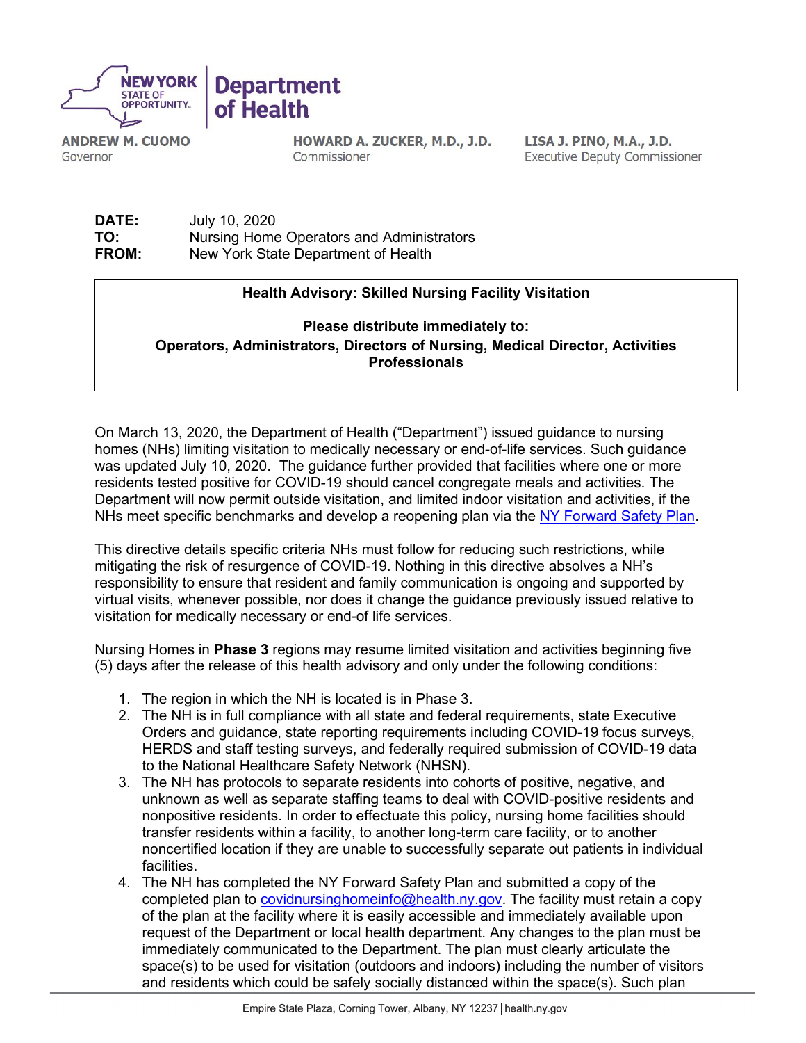NEW YORK STATE OF OPPORTUNITY. | Department of Health

**ANDREW M. CUOMO**
Governor

**HOWARD A. ZUCKER, M.D., J.D.**
Commissioner

**LISA J. PINO, M.A., J.D.**
Executive Deputy Commissioner

**DATE:** July 10, 2020
**TO:** Nursing Home Operators and Administrators
**FROM:** New York State Department of Health

**Health Advisory: Skilled Nursing Facility Visitation**

**Please distribute immediately to:**
**Operators, Administrators, Directors of Nursing, Medical Director, Activities Professionals**

On March 13, 2020, the Department of Health ("Department") issued guidance to nursing homes (NHs) limiting visitation to medically necessary or end-of-life services. Such guidance was updated July 10, 2020. The guidance further provided that facilities where one or more residents tested positive for COVID-19 should cancel congregate meals and activities. The Department will now permit outside visitation, and limited indoor visitation and activities, if the NHs meet specific benchmarks and develop a reopening plan via the [NY Forward Safety Plan](NY Forward Safety Plan).

This directive details specific criteria NHs must follow for reducing such restrictions, while mitigating the risk of resurgence of COVID-19. Nothing in this directive absolves a NH's responsibility to ensure that resident and family communication is ongoing and supported by virtual visits, whenever possible, nor does it change the guidance previously issued relative to visitation for medically necessary or end-of life services.

Nursing Homes in **Phase 3** regions may resume limited visitation and activities beginning five (5) days after the release of this health advisory and only under the following conditions:

1. The region in which the NH is located is in Phase 3.
2. The NH is in full compliance with all state and federal requirements, state Executive Orders and guidance, state reporting requirements including COVID-19 focus surveys, HERDS and staff testing surveys, and federally required submission of COVID-19 data to the National Healthcare Safety Network (NHSN).
3. The NH has protocols to separate residents into cohorts of positive, negative, and unknown as well as separate staffing teams to deal with COVID-positive residents and nonpositive residents. In order to effectuate this policy, nursing home facilities should transfer residents within a facility, to another long-term care facility, or to another noncertified location if they are unable to successfully separate out patients in individual facilities.
4. The NH has completed the NY Forward Safety Plan and submitted a copy of the completed plan to [covidnursinghomeinfo@health.ny.gov](mailto:covidnursinghomeinfo@health.ny.gov). The facility must retain a copy of the plan at the facility where it is easily accessible and immediately available upon request of the Department or local health department. Any changes to the plan must be immediately communicated to the Department. The plan must clearly articulate the space(s) to be used for visitation (outdoors and indoors) including the number of visitors and residents which could be safely socially distanced within the space(s). Such plan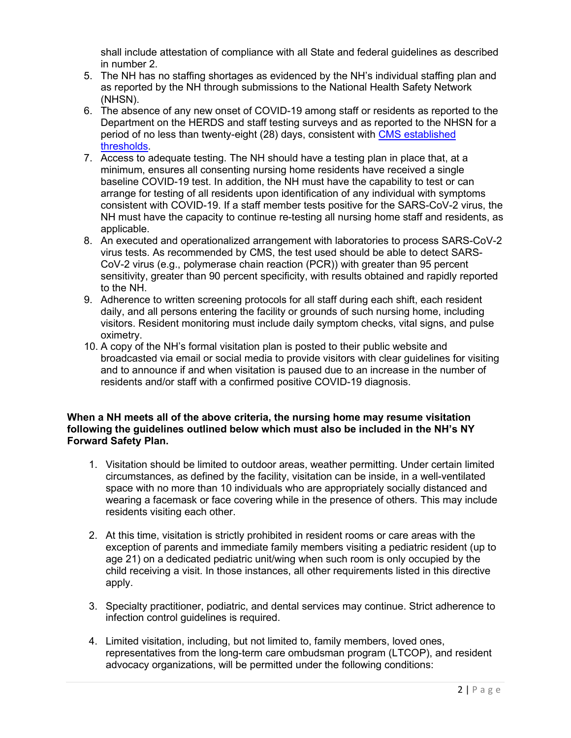shall include attestation of compliance with all State and federal guidelines as described in number 2.

5. The NH has no staffing shortages as evidenced by the NH's individual staffing plan and as reported by the NH through submissions to the National Health Safety Network (NHSN).
6. The absence of any new onset of COVID-19 among staff or residents as reported to the Department on the HERDS and staff testing surveys and as reported to the NHSN for a period of no less than twenty-eight (28) days, consistent with CMS established thresholds.
7. Access to adequate testing. The NH should have a testing plan in place that, at a minimum, ensures all consenting nursing home residents have received a single baseline COVID-19 test. In addition, the NH must have the capability to test or can arrange for testing of all residents upon identification of any individual with symptoms consistent with COVID-19. If a staff member tests positive for the SARS-CoV-2 virus, the NH must have the capacity to continue re-testing all nursing home staff and residents, as applicable.
8. An executed and operationalized arrangement with laboratories to process SARS-CoV-2 virus tests. As recommended by CMS, the test used should be able to detect SARS-CoV-2 virus (e.g., polymerase chain reaction (PCR)) with greater than 95 percent sensitivity, greater than 90 percent specificity, with results obtained and rapidly reported to the NH.
9. Adherence to written screening protocols for all staff during each shift, each resident daily, and all persons entering the facility or grounds of such nursing home, including visitors. Resident monitoring must include daily symptom checks, vital signs, and pulse oximetry.
10. A copy of the NH's formal visitation plan is posted to their public website and broadcasted via email or social media to provide visitors with clear guidelines for visiting and to announce if and when visitation is paused due to an increase in the number of residents and/or staff with a confirmed positive COVID-19 diagnosis.

**When a NH meets all of the above criteria, the nursing home may resume visitation following the guidelines outlined below which must also be included in the NH's NY Forward Safety Plan.**

1. Visitation should be limited to outdoor areas, weather permitting. Under certain limited circumstances, as defined by the facility, visitation can be inside, in a well-ventilated space with no more than 10 individuals who are appropriately socially distanced and wearing a facemask or face covering while in the presence of others. This may include residents visiting each other.

2. At this time, visitation is strictly prohibited in resident rooms or care areas with the exception of parents and immediate family members visiting a pediatric resident (up to age 21) on a dedicated pediatric unit/wing when such room is only occupied by the child receiving a visit. In those instances, all other requirements listed in this directive apply.

3. Specialty practitioner, podiatric, and dental services may continue. Strict adherence to infection control guidelines is required.

4. Limited visitation, including, but not limited to, family members, loved ones, representatives from the long-term care ombudsman program (LTCOP), and resident advocacy organizations, will be permitted under the following conditions: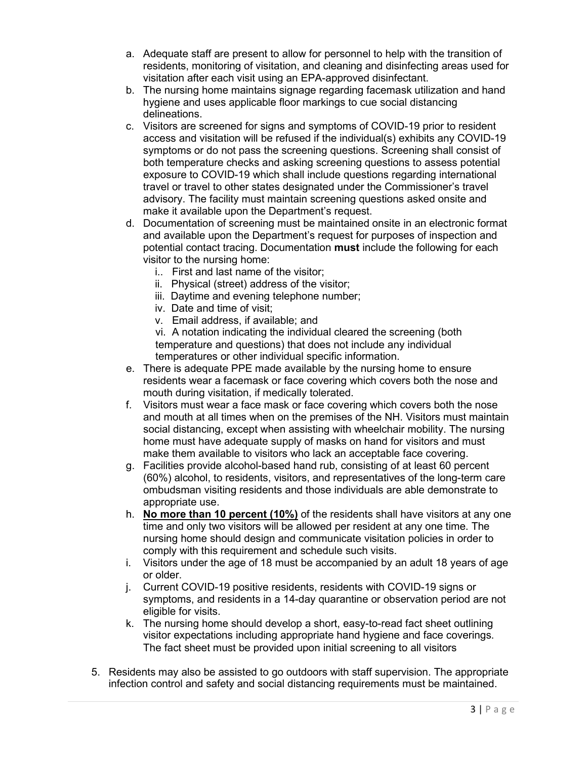a. Adequate staff are present to allow for personnel to help with the transition of residents, monitoring of visitation, and cleaning and disinfecting areas used for visitation after each visit using an EPA-approved disinfectant.
b. The nursing home maintains signage regarding facemask utilization and hand hygiene and uses applicable floor markings to cue social distancing delineations.
c. Visitors are screened for signs and symptoms of COVID-19 prior to resident access and visitation will be refused if the individual(s) exhibits any COVID-19 symptoms or do not pass the screening questions. Screening shall consist of both temperature checks and asking screening questions to assess potential exposure to COVID-19 which shall include questions regarding international travel or travel to other states designated under the Commissioner's travel advisory. The facility must maintain screening questions asked onsite and make it available upon the Department's request.
d. Documentation of screening must be maintained onsite in an electronic format and available upon the Department's request for purposes of inspection and potential contact tracing. Documentation **must** include the following for each visitor to the nursing home:
   i.. First and last name of the visitor;
   ii. Physical (street) address of the visitor;
   iii. Daytime and evening telephone number;
   iv. Date and time of visit;
   v. Email address, if available; and
   vi. A notation indicating the individual cleared the screening (both temperature and questions) that does not include any individual temperatures or other individual specific information.
e. There is adequate PPE made available by the nursing home to ensure residents wear a facemask or face covering which covers both the nose and mouth during visitation, if medically tolerated.
f. Visitors must wear a face mask or face covering which covers both the nose and mouth at all times when on the premises of the NH. Visitors must maintain social distancing, except when assisting with wheelchair mobility. The nursing home must have adequate supply of masks on hand for visitors and must make them available to visitors who lack an acceptable face covering.
g. Facilities provide alcohol-based hand rub, consisting of at least 60 percent (60%) alcohol, to residents, visitors, and representatives of the long-term care ombudsman visiting residents and those individuals are able demonstrate to appropriate use.
h. **No more than 10 percent (10%)** of the residents shall have visitors at any one time and only two visitors will be allowed per resident at any one time. The nursing home should design and communicate visitation policies in order to comply with this requirement and schedule such visits.
i. Visitors under the age of 18 must be accompanied by an adult 18 years of age or older.
j. Current COVID-19 positive residents, residents with COVID-19 signs or symptoms, and residents in a 14-day quarantine or observation period are not eligible for visits.
k. The nursing home should develop a short, easy-to-read fact sheet outlining visitor expectations including appropriate hand hygiene and face coverings. The fact sheet must be provided upon initial screening to all visitors

5. Residents may also be assisted to go outdoors with staff supervision. The appropriate infection control and safety and social distancing requirements must be maintained.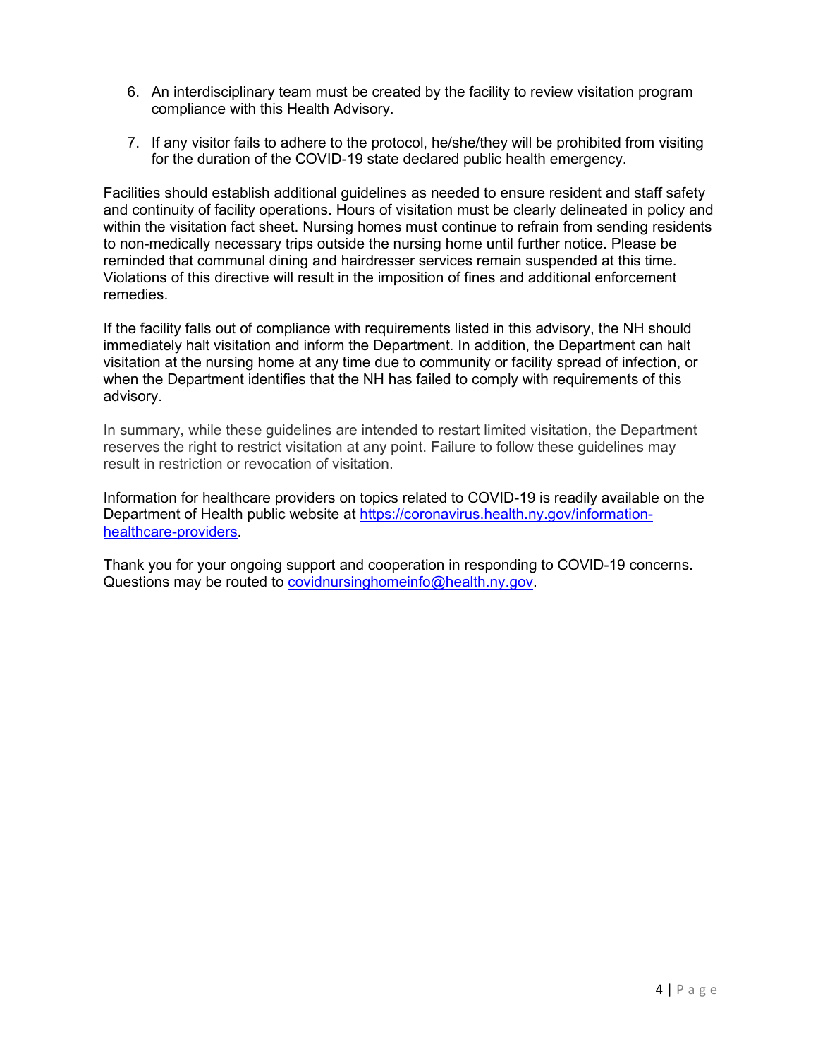6. An interdisciplinary team must be created by the facility to review visitation program compliance with this Health Advisory.

7. If any visitor fails to adhere to the protocol, he/she/they will be prohibited from visiting for the duration of the COVID-19 state declared public health emergency.

Facilities should establish additional guidelines as needed to ensure resident and staff safety and continuity of facility operations. Hours of visitation must be clearly delineated in policy and within the visitation fact sheet. Nursing homes must continue to refrain from sending residents to non-medically necessary trips outside the nursing home until further notice. Please be reminded that communal dining and hairdresser services remain suspended at this time. Violations of this directive will result in the imposition of fines and additional enforcement remedies.

If the facility falls out of compliance with requirements listed in this advisory, the NH should immediately halt visitation and inform the Department. In addition, the Department can halt visitation at the nursing home at any time due to community or facility spread of infection, or when the Department identifies that the NH has failed to comply with requirements of this advisory.

In summary, while these guidelines are intended to restart limited visitation, the Department reserves the right to restrict visitation at any point. Failure to follow these guidelines may result in restriction or revocation of visitation.

Information for healthcare providers on topics related to COVID-19 is readily available on the Department of Health public website at [https://coronavirus.health.ny.gov/information-healthcare-providers](https://coronavirus.health.ny.gov/information-healthcare-providers).

Thank you for your ongoing support and cooperation in responding to COVID-19 concerns. Questions may be routed to [covidnursinghomeinfo@health.ny.gov](mailto:covidnursinghomeinfo@health.ny.gov).